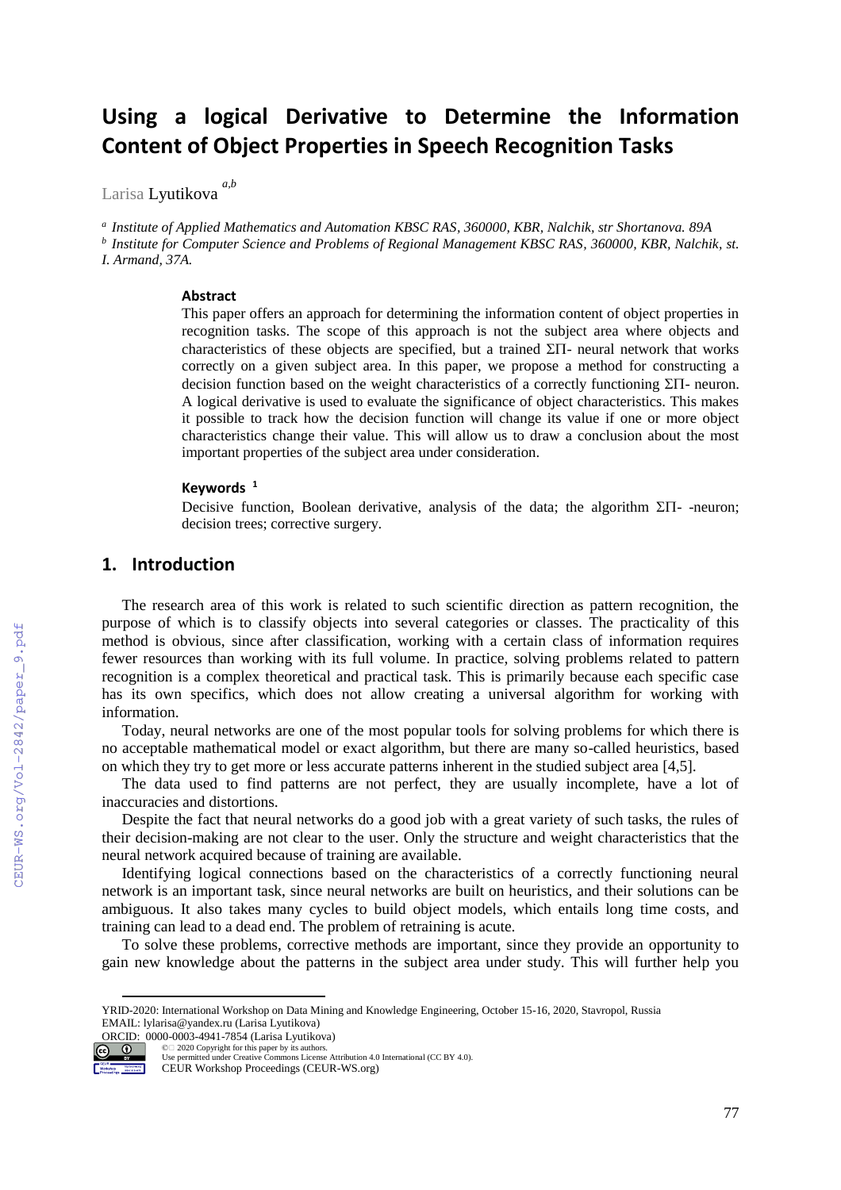# Using a logical Derivative to Determine the Information Content of Object Properties in Speech Recognition Tasks

Larisa Lyutikova [a,b]

[a] *Institute of Applied Mathematics and Automation KBSC RAS, 360000, KBR, Nalchik, str Shortanova. 89A*
[b] *Institute for Computer Science and Problems of Regional Management KBSC RAS, 360000, KBR, Nalchik, st. I. Armand, 37A.*

### Abstract

This paper offers an approach for determining the information content of object properties in recognition tasks. The scope of this approach is not the subject area where objects and characteristics of these objects are specified, but a trained ΣΠ- neural network that works correctly on a given subject area. In this paper, we propose a method for constructing a decision function based on the weight characteristics of a correctly functioning ΣΠ- neuron. A logical derivative is used to evaluate the significance of object characteristics. This makes it possible to track how the decision function will change its value if one or more object characteristics change their value. This will allow us to draw a conclusion about the most important properties of the subject area under consideration.

### Keywords [1]

Decisive function, Boolean derivative, analysis of the data; the algorithm ΣΠ- -neuron; decision trees; corrective surgery.

## 1. Introduction

The research area of this work is related to such scientific direction as pattern recognition, the purpose of which is to classify objects into several categories or classes. The practicality of this method is obvious, since after classification, working with a certain class of information requires fewer resources than working with its full volume. In practice, solving problems related to pattern recognition is a complex theoretical and practical task. This is primarily because each specific case has its own specifics, which does not allow creating a universal algorithm for working with information.

Today, neural networks are one of the most popular tools for solving problems for which there is no acceptable mathematical model or exact algorithm, but there are many so-called heuristics, based on which they try to get more or less accurate patterns inherent in the studied subject area [4,5].

The data used to find patterns are not perfect, they are usually incomplete, have a lot of inaccuracies and distortions.

Despite the fact that neural networks do a good job with a great variety of such tasks, the rules of their decision-making are not clear to the user. Only the structure and weight characteristics that the neural network acquired because of training are available.

Identifying logical connections based on the characteristics of a correctly functioning neural network is an important task, since neural networks are built on heuristics, and their solutions can be ambiguous. It also takes many cycles to build object models, which entails long time costs, and training can lead to a dead end. The problem of retraining is acute.

To solve these problems, corrective methods are important, since they provide an opportunity to gain new knowledge about the patterns in the subject area under study. This will further help you

YRID-2020: International Workshop on Data Mining and Knowledge Engineering, October 15-16, 2020, Stavropol, Russia
EMAIL: lylarisa@yandex.ru (Larisa Lyutikova)
ORCID: 0000-0003-4941-7854 (Larisa Lyutikova)
© 2020 Copyright for this paper by its authors.
Use permitted under Creative Commons License Attribution 4.0 International (CC BY 4.0).
CEUR Workshop Proceedings (CEUR-WS.org)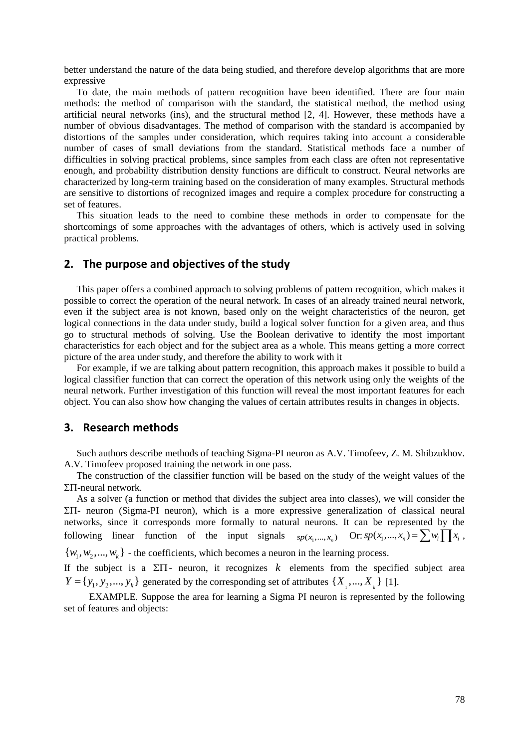better understand the nature of the data being studied, and therefore develop algorithms that are more expressive

To date, the main methods of pattern recognition have been identified. There are four main methods: the method of comparison with the standard, the statistical method, the method using artificial neural networks (ins), and the structural method [2, 4]. However, these methods have a number of obvious disadvantages. The method of comparison with the standard is accompanied by distortions of the samples under consideration, which requires taking into account a considerable number of cases of small deviations from the standard. Statistical methods face a number of difficulties in solving practical problems, since samples from each class are often not representative enough, and probability distribution density functions are difficult to construct. Neural networks are characterized by long-term training based on the consideration of many examples. Structural methods are sensitive to distortions of recognized images and require a complex procedure for constructing a set of features.

This situation leads to the need to combine these methods in order to compensate for the shortcomings of some approaches with the advantages of others, which is actively used in solving practical problems.

## 2. The purpose and objectives of the study

This paper offers a combined approach to solving problems of pattern recognition, which makes it possible to correct the operation of the neural network. In cases of an already trained neural network, even if the subject area is not known, based only on the weight characteristics of the neuron, get logical connections in the data under study, build a logical solver function for a given area, and thus go to structural methods of solving. Use the Boolean derivative to identify the most important characteristics for each object and for the subject area as a whole. This means getting a more correct picture of the area under study, and therefore the ability to work with it

For example, if we are talking about pattern recognition, this approach makes it possible to build a logical classifier function that can correct the operation of this network using only the weights of the neural network. Further investigation of this function will reveal the most important features for each object. You can also show how changing the values of certain attributes results in changes in objects.

## 3. Research methods

Such authors describe methods of teaching Sigma-PI neuron as A.V. Timofeev, Z. M. Shibzukhov. A.V. Timofeev proposed training the network in one pass.

The construction of the classifier function will be based on the study of the weight values of the ΣΠ-neural network.

As a solver (a function or method that divides the subject area into classes), we will consider the ΣΠ- neuron (Sigma-PI neuron), which is a more expressive generalization of classical neural networks, since it corresponds more formally to natural neurons. It can be represented by the following linear function of the input signals $sp(x_1,...,x_n)$ Or: $sp(x_1,...,x_n) = \sum w_i \prod x_i$,

$\{w_1, w_2, ..., w_k\}$ - the coefficients, which becomes a neuron in the learning process.

If the subject is a ΣΠ- neuron, it recognizes $k$ elements from the specified subject area $Y = \{y_1, y_2, ..., y_k\}$ generated by the corresponding set of attributes $\{X_1, ..., X_k\}$ [1].

EXAMPLE. Suppose the area for learning a Sigma PI neuron is represented by the following set of features and objects: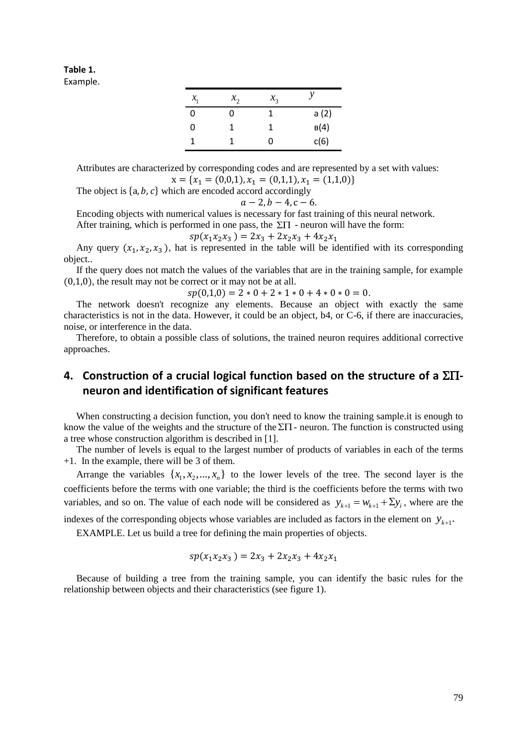**Table 1.**
Example.

| $x_1$ | $x_2$ | $x_3$ | $y$ |
|---|---|---|---|
| 0 | 0 | 1 | a (2) |
| 0 | 1 | 1 | в(4) |
| 1 | 1 | 0 | c(6) |

Attributes are characterized by corresponding codes and are represented by a set with values:

$$\mathrm{x} = \{x_1 = (0,0,1), x_1 = (0,1,1), x_1 = (1,1,0)\}$$

The object is $\{\mathrm{a}, b, c\}$ which are encoded accord accordingly

$$a - 2, b - 4, \mathrm{c} - 6.$$

Encoding objects with numerical values is necessary for fast training of this neural network.

After training, which is performed in one pass, the $\Sigma\Pi$ - neuron will have the form:

$$sp(x_1 x_2 x_3) = 2x_3 + 2x_2 x_3 + 4x_2 x_1$$

Any query $(x_1, x_2, x_3)$, hat is represented in the table will be identified with its corresponding object..

If the query does not match the values of the variables that are in the training sample, for example $(0,1,0)$, the result may not be correct or it may not be at all.

$$sp(0,1,0) = 2 * 0 + 2 * 1 * 0 + 4 * 0 * 0 = 0.$$

The network doesn't recognize any elements. Because an object with exactly the same characteristics is not in the data. However, it could be an object, b4, or C-6, if there are inaccuracies, noise, or interference in the data.

Therefore, to obtain a possible class of solutions, the trained neuron requires additional corrective approaches.

## 4. Construction of a crucial logical function based on the structure of a $\Sigma\Pi$-neuron and identification of significant features

When constructing a decision function, you don't need to know the training sample.it is enough to know the value of the weights and the structure of the $\Sigma\Pi$ - neuron. The function is constructed using a tree whose construction algorithm is described in [1].

The number of levels is equal to the largest number of products of variables in each of the terms +1. In the example, there will be 3 of them.

Arrange the variables $\{x_1, x_2, ..., x_n\}$ to the lower levels of the tree. The second layer is the coefficients before the terms with one variable; the third is the coefficients before the terms with two variables, and so on. The value of each node will be considered as $y_{k+1} = w_{k+1} + \Sigma y_i$, where are the indexes of the corresponding objects whose variables are included as factors in the element on $y_{k+1}$.

EXAMPLE. Let us build a tree for defining the main properties of objects.

$$sp(x_1 x_2 x_3) = 2x_3 + 2x_2 x_3 + 4x_2 x_1$$

Because of building a tree from the training sample, you can identify the basic rules for the relationship between objects and their characteristics (see figure 1).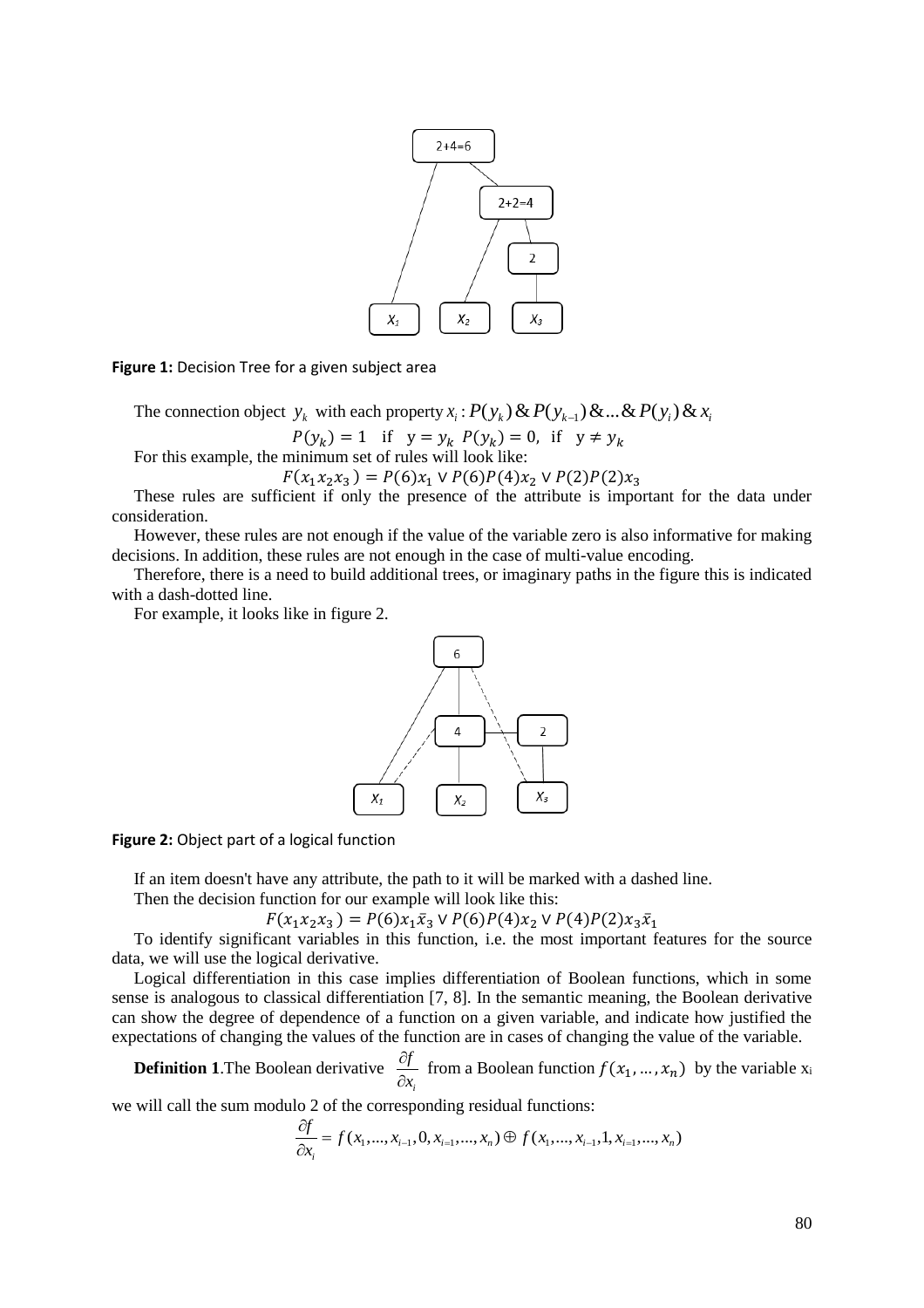**Figure 1:** Decision Tree for a given subject area

The connection object $y_k$ with each property $x_i : P(y_k)\,\&\,P(y_{k-1})\,\&\ldots\&\,P(y_i)\,\&\,x_i$

$$P(y_k) = 1 \quad \text{if} \quad y = y_k \;\; P(y_k) = 0, \;\; \text{if} \quad y \neq y_k$$

For this example, the minimum set of rules will look like:

$$F(x_1 x_2 x_3) = P(6)x_1 \vee P(6)P(4)x_2 \vee P(2)P(2)x_3$$

These rules are sufficient if only the presence of the attribute is important for the data under consideration.

However, these rules are not enough if the value of the variable zero is also informative for making decisions. In addition, these rules are not enough in the case of multi-value encoding.

Therefore, there is a need to build additional trees, or imaginary paths in the figure this is indicated with a dash-dotted line.

For example, it looks like in figure 2.

**Figure 2:** Object part of a logical function

If an item doesn't have any attribute, the path to it will be marked with a dashed line.

Then the decision function for our example will look like this:

$$F(x_1 x_2 x_3) = P(6)x_1\bar{x}_3 \vee P(6)P(4)x_2 \vee P(4)P(2)x_3\bar{x}_1$$

To identify significant variables in this function, i.e. the most important features for the source data, we will use the logical derivative.

Logical differentiation in this case implies differentiation of Boolean functions, which in some sense is analogous to classical differentiation [7, 8]. In the semantic meaning, the Boolean derivative can show the degree of dependence of a function on a given variable, and indicate how justified the expectations of changing the values of the function are in cases of changing the value of the variable.

**Definition 1**.The Boolean derivative $\frac{\partial f}{\partial x_i}$ from a Boolean function $f(x_1, \ldots, x_n)$ by the variable $x_i$ we will call the sum modulo 2 of the corresponding residual functions:

$$\frac{\partial f}{\partial x_i} = f(x_1, \ldots, x_{i-1}, 0, x_{i=1}, \ldots, x_n) \oplus f(x_1, \ldots, x_{i-1}, 1, x_{i=1}, \ldots, x_n)$$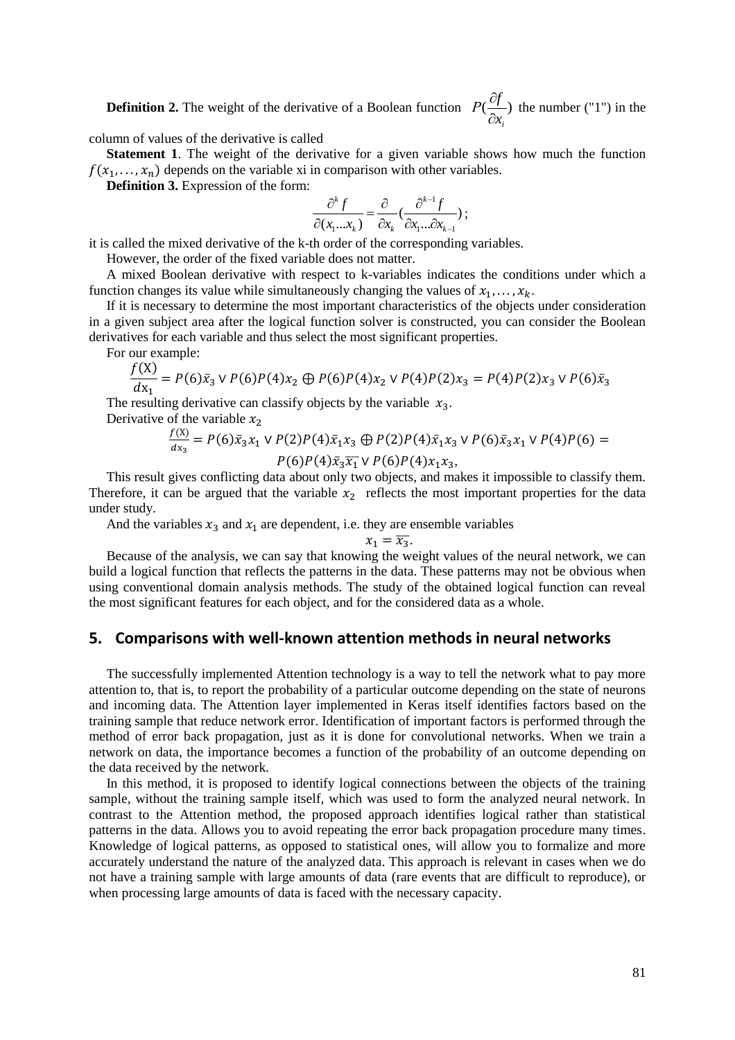**Definition 2.** The weight of the derivative of a Boolean function $P(\frac{\partial f}{\partial x_i})$ the number ("1") in the column of values of the derivative is called

**Statement 1**. The weight of the derivative for a given variable shows how much the function $f(x_1, \dots, x_n)$ depends on the variable xi in comparison with other variables.

**Definition 3.** Expression of the form:

$$\frac{\partial^k f}{\partial(x_1 \dots x_k)} = \frac{\partial}{\partial x_k}\left(\frac{\partial^{k-1} f}{\partial x_1 \dots \partial x_{k-1}}\right);$$

it is called the mixed derivative of the k-th order of the corresponding variables.

However, the order of the fixed variable does not matter.

A mixed Boolean derivative with respect to k-variables indicates the conditions under which a function changes its value while simultaneously changing the values of $x_1, \dots, x_k$.

If it is necessary to determine the most important characteristics of the objects under consideration in a given subject area after the logical function solver is constructed, you can consider the Boolean derivatives for each variable and thus select the most significant properties.

For our example:

$$\frac{f(\mathrm{X})}{d\mathrm{x}_1} = P(6)\bar{x}_3 \vee P(6)P(4)x_2 \oplus P(6)P(4)x_2 \vee P(4)P(2)x_3 = P(4)P(2)x_3 \vee P(6)\bar{x}_3$$

The resulting derivative can classify objects by the variable $x_3$.

Derivative of the variable $x_2$

$$\frac{f(\mathrm{X})}{d\mathrm{x}_3} = P(6)\bar{x}_3 x_1 \vee P(2)P(4)\bar{x}_1 x_3 \oplus P(2)P(4)\bar{x}_1 x_3 \vee P(6)\bar{x}_3 x_1 \vee P(4)P(6) =$$
$$P(6)P(4)\bar{x}_3\overline{x_1} \vee P(6)P(4)x_1 x_3,$$

This result gives conflicting data about only two objects, and makes it impossible to classify them. Therefore, it can be argued that the variable $x_2$ reflects the most important properties for the data under study.

And the variables $x_3$ and $x_1$ are dependent, i.e. they are ensemble variables

$$x_1 = \overline{x_3}.$$

Because of the analysis, we can say that knowing the weight values of the neural network, we can build a logical function that reflects the patterns in the data. These patterns may not be obvious when using conventional domain analysis methods. The study of the obtained logical function can reveal the most significant features for each object, and for the considered data as a whole.

## 5. Comparisons with well-known attention methods in neural networks

The successfully implemented Attention technology is a way to tell the network what to pay more attention to, that is, to report the probability of a particular outcome depending on the state of neurons and incoming data. The Attention layer implemented in Keras itself identifies factors based on the training sample that reduce network error. Identification of important factors is performed through the method of error back propagation, just as it is done for convolutional networks. When we train a network on data, the importance becomes a function of the probability of an outcome depending on the data received by the network.

In this method, it is proposed to identify logical connections between the objects of the training sample, without the training sample itself, which was used to form the analyzed neural network. In contrast to the Attention method, the proposed approach identifies logical rather than statistical patterns in the data. Allows you to avoid repeating the error back propagation procedure many times. Knowledge of logical patterns, as opposed to statistical ones, will allow you to formalize and more accurately understand the nature of the analyzed data. This approach is relevant in cases when we do not have a training sample with large amounts of data (rare events that are difficult to reproduce), or when processing large amounts of data is faced with the necessary capacity.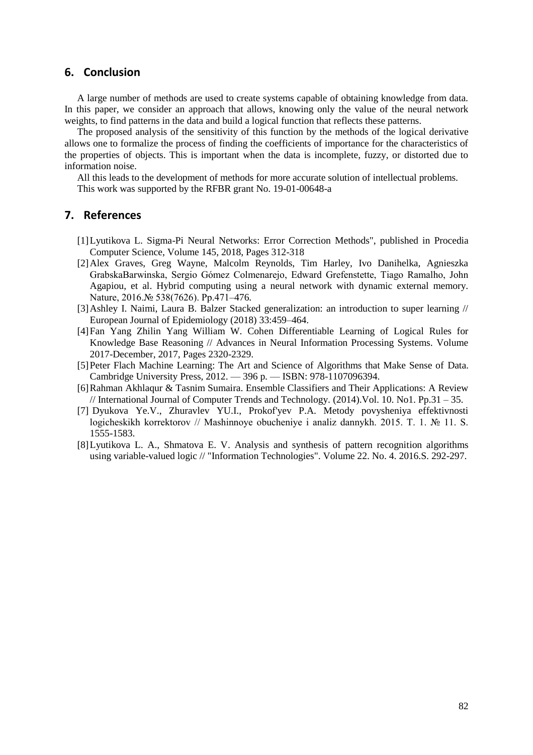## 6. Conclusion

A large number of methods are used to create systems capable of obtaining knowledge from data. In this paper, we consider an approach that allows, knowing only the value of the neural network weights, to find patterns in the data and build a logical function that reflects these patterns.

The proposed analysis of the sensitivity of this function by the methods of the logical derivative allows one to formalize the process of finding the coefficients of importance for the characteristics of the properties of objects. This is important when the data is incomplete, fuzzy, or distorted due to information noise.

All this leads to the development of methods for more accurate solution of intellectual problems.

This work was supported by the RFBR grant No. 19-01-00648-a

## 7. References

[1] Lyutikova L. Sigma-Pi Neural Networks: Error Correction Methods", published in Procedia Computer Science, Volume 145, 2018, Pages 312-318

[2] Alex Graves, Greg Wayne, Malcolm Reynolds, Tim Harley, Ivo Danihelka, Agnieszka GrabskaBarwinska, Sergio Gómez Colmenarejo, Edward Grefenstette, Tiago Ramalho, John Agapiou, et al. Hybrid computing using a neural network with dynamic external memory. Nature, 2016.№ 538(7626). Pp.471–476.

[3] Ashley I. Naimi, Laura B. Balzer Stacked generalization: an introduction to super learning // European Journal of Epidemiology (2018) 33:459–464.

[4] Fan Yang Zhilin Yang William W. Cohen Differentiable Learning of Logical Rules for Knowledge Base Reasoning // Advances in Neural Information Processing Systems. Volume 2017-December, 2017, Pages 2320-2329.

[5] Peter Flach Machine Learning: The Art and Science of Algorithms that Make Sense of Data. Cambridge University Press, 2012. — 396 p. — ISBN: 978-1107096394.

[6] Rahman Akhlaqur & Tasnim Sumaira. Ensemble Classifiers and Their Applications: A Review // International Journal of Computer Trends and Technology. (2014).Vol. 10. No1. Pp.31 – 35.

[7] Dyukova Ye.V., Zhuravlev YU.I., Prokof'yev P.A. Metody povysheniya effektivnosti logicheskikh korrektorov // Mashinnoye obucheniye i analiz dannykh. 2015. T. 1. № 11. S. 1555-1583.

[8] Lyutikova L. A., Shmatova E. V. Analysis and synthesis of pattern recognition algorithms using variable-valued logic // "Information Technologies". Volume 22. No. 4. 2016.S. 292-297.